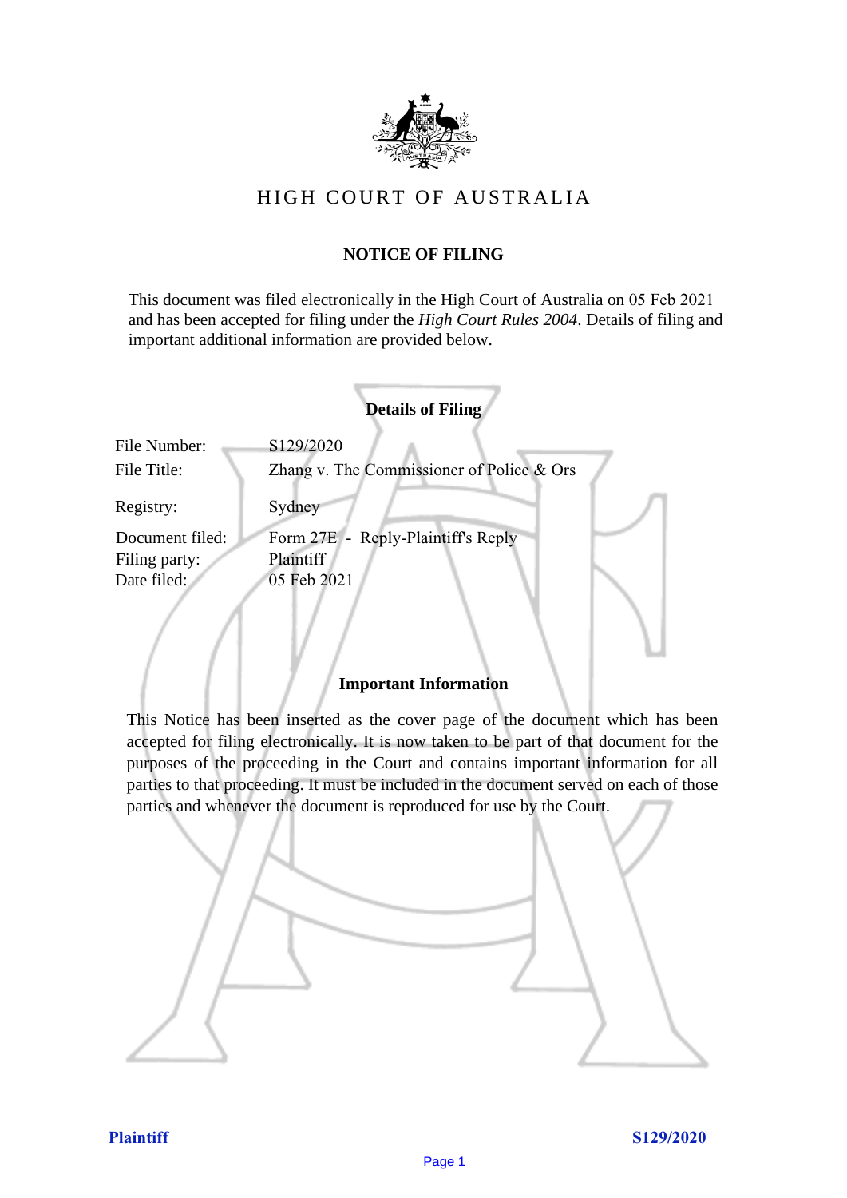# HIGH COURT OF AUSTRALIA

## NOTICE OF FILING

This document was filed electronically in the High Court of Australia on 05 Feb 2021 and has been accepted for filing under the *High Court Rules 2004*. Details of filing and important additional information are provided below.

### Details of Filing

| | |
|---|---|
| File Number: | S129/2020 |
| File Title: | Zhang v. The Commissioner of Police & Ors |
| Registry: | Sydney |
| Document filed: | Form 27E - Reply-Plaintiff's Reply |
| Filing party: | Plaintiff |
| Date filed: | 05 Feb 2021 |

### Important Information

This Notice has been inserted as the cover page of the document which has been accepted for filing electronically. It is now taken to be part of that document for the purposes of the proceeding in the Court and contains important information for all parties to that proceeding. It must be included in the document served on each of those parties and whenever the document is reproduced for use by the Court.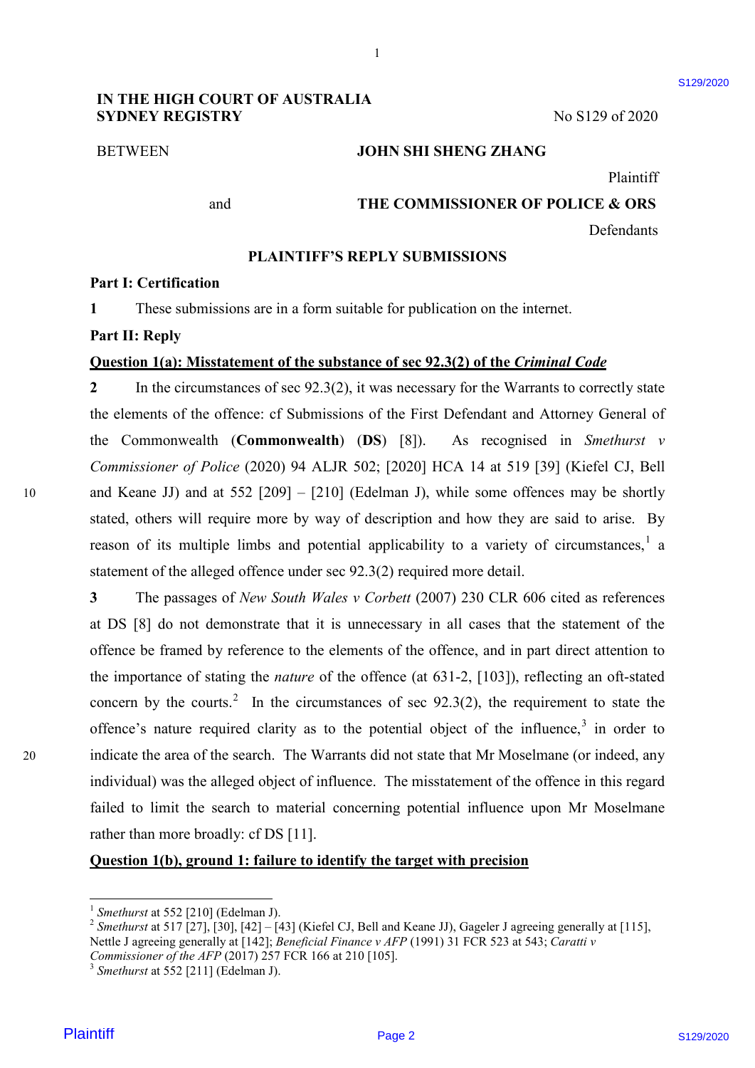IN THE HIGH COURT OF AUSTRALIA
SYDNEY REGISTRY

No S129 of 2020

BETWEEN **JOHN SHI SHENG ZHANG**

Plaintiff

and **THE COMMISSIONER OF POLICE & ORS**

Defendants

## PLAINTIFF'S REPLY SUBMISSIONS

**Part I: Certification**

**1** These submissions are in a form suitable for publication on the internet.

**Part II: Reply**

**Question 1(a): Misstatement of the substance of sec 92.3(2) of the *Criminal Code***

**2** In the circumstances of sec 92.3(2), it was necessary for the Warrants to correctly state the elements of the offence: cf Submissions of the First Defendant and Attorney General of the Commonwealth (**Commonwealth**) (**DS**) [8]). As recognised in *Smethurst v Commissioner of Police* (2020) 94 ALJR 502; [2020] HCA 14 at 519 [39] (Kiefel CJ, Bell and Keane JJ) and at 552 [209] – [210] (Edelman J), while some offences may be shortly stated, others will require more by way of description and how they are said to arise. By reason of its multiple limbs and potential applicability to a variety of circumstances,[1] a statement of the alleged offence under sec 92.3(2) required more detail.

**3** The passages of *New South Wales v Corbett* (2007) 230 CLR 606 cited as references at DS [8] do not demonstrate that it is unnecessary in all cases that the statement of the offence be framed by reference to the elements of the offence, and in part direct attention to the importance of stating the *nature* of the offence (at 631-2, [103]), reflecting an oft-stated concern by the courts.[2] In the circumstances of sec 92.3(2), the requirement to state the offence's nature required clarity as to the potential object of the influence,[3] in order to indicate the area of the search. The Warrants did not state that Mr Moselmane (or indeed, any individual) was the alleged object of influence. The misstatement of the offence in this regard failed to limit the search to material concerning potential influence upon Mr Moselmane rather than more broadly: cf DS [11].

**Question 1(b), ground 1: failure to identify the target with precision**

---

[1] *Smethurst* at 552 [210] (Edelman J).

[2] *Smethurst* at 517 [27], [30], [42] – [43] (Kiefel CJ, Bell and Keane JJ), Gageler J agreeing generally at [115], Nettle J agreeing generally at [142]; *Beneficial Finance v AFP* (1991) 31 FCR 523 at 543; *Caratti v Commissioner of the AFP* (2017) 257 FCR 166 at 210 [105].

[3] *Smethurst* at 552 [211] (Edelman J).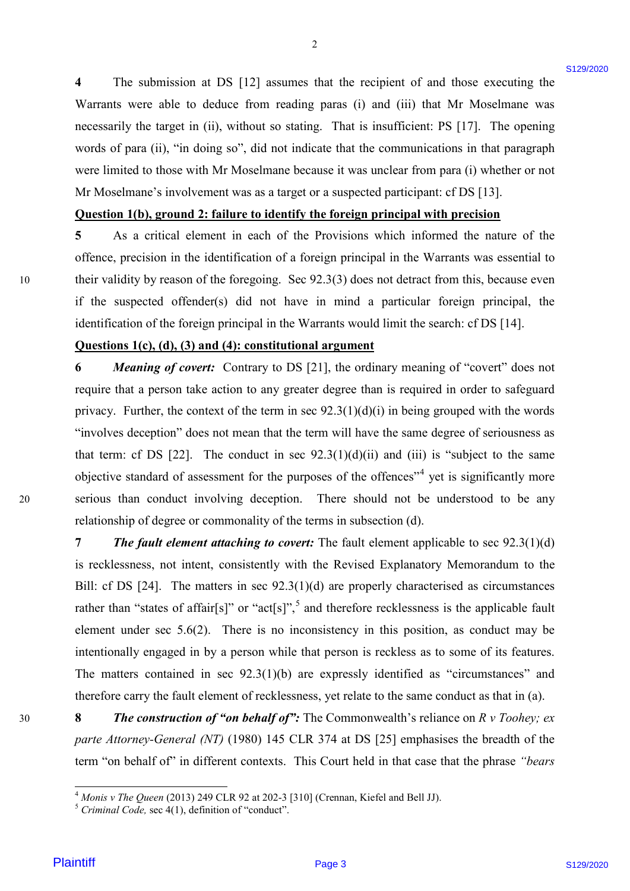**4** The submission at DS [12] assumes that the recipient of and those executing the Warrants were able to deduce from reading paras (i) and (iii) that Mr Moselmane was necessarily the target in (ii), without so stating. That is insufficient: PS [17]. The opening words of para (ii), "in doing so", did not indicate that the communications in that paragraph were limited to those with Mr Moselmane because it was unclear from para (i) whether or not Mr Moselmane's involvement was as a target or a suspected participant: cf DS [13].

**Question 1(b), ground 2: failure to identify the foreign principal with precision**

**5** As a critical element in each of the Provisions which informed the nature of the offence, precision in the identification of a foreign principal in the Warrants was essential to their validity by reason of the foregoing. Sec 92.3(3) does not detract from this, because even if the suspected offender(s) did not have in mind a particular foreign principal, the identification of the foreign principal in the Warrants would limit the search: cf DS [14].

**Questions 1(c), (d), (3) and (4): constitutional argument**

**6** ***Meaning of covert:*** Contrary to DS [21], the ordinary meaning of "covert" does not require that a person take action to any greater degree than is required in order to safeguard privacy. Further, the context of the term in sec 92.3(1)(d)(i) in being grouped with the words "involves deception" does not mean that the term will have the same degree of seriousness as that term: cf DS [22]. The conduct in sec 92.3(1)(d)(ii) and (iii) is "subject to the same objective standard of assessment for the purposes of the offences"[4] yet is significantly more serious than conduct involving deception. There should not be understood to be any relationship of degree or commonality of the terms in subsection (d).

**7** ***The fault element attaching to covert:*** The fault element applicable to sec 92.3(1)(d) is recklessness, not intent, consistently with the Revised Explanatory Memorandum to the Bill: cf DS [24]. The matters in sec 92.3(1)(d) are properly characterised as circumstances rather than "states of affair[s]" or "act[s]",[5] and therefore recklessness is the applicable fault element under sec 5.6(2). There is no inconsistency in this position, as conduct may be intentionally engaged in by a person while that person is reckless as to some of its features. The matters contained in sec 92.3(1)(b) are expressly identified as "circumstances" and therefore carry the fault element of recklessness, yet relate to the same conduct as that in (a).

**8** ***The construction of "on behalf of":*** The Commonwealth's reliance on *R v Toohey; ex parte Attorney-General (NT)* (1980) 145 CLR 374 at DS [25] emphasises the breadth of the term "on behalf of" in different contexts. This Court held in that case that the phrase *"bears*

---

[4] *Monis v The Queen* (2013) 249 CLR 92 at 202-3 [310] (Crennan, Kiefel and Bell JJ).

[5] *Criminal Code,* sec 4(1), definition of "conduct".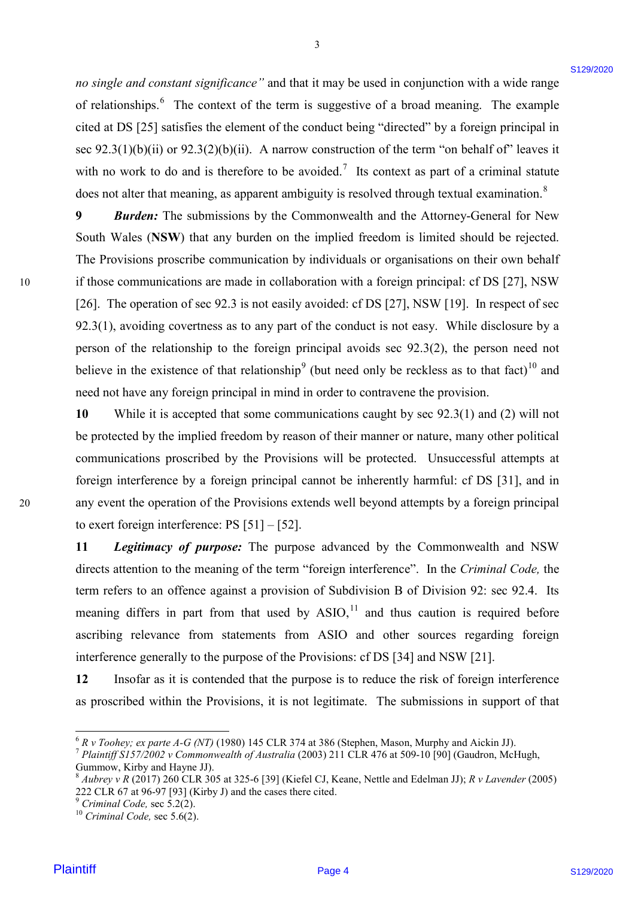*no single and constant significance"* and that it may be used in conjunction with a wide range of relationships.[6] The context of the term is suggestive of a broad meaning. The example cited at DS [25] satisfies the element of the conduct being "directed" by a foreign principal in sec 92.3(1)(b)(ii) or 92.3(2)(b)(ii). A narrow construction of the term "on behalf of" leaves it with no work to do and is therefore to be avoided.[7] Its context as part of a criminal statute does not alter that meaning, as apparent ambiguity is resolved through textual examination.[8]

**9** ***Burden:*** The submissions by the Commonwealth and the Attorney-General for New South Wales (**NSW**) that any burden on the implied freedom is limited should be rejected. The Provisions proscribe communication by individuals or organisations on their own behalf if those communications are made in collaboration with a foreign principal: cf DS [27], NSW [26]. The operation of sec 92.3 is not easily avoided: cf DS [27], NSW [19]. In respect of sec 92.3(1), avoiding covertness as to any part of the conduct is not easy. While disclosure by a person of the relationship to the foreign principal avoids sec 92.3(2), the person need not believe in the existence of that relationship[9] (but need only be reckless as to that fact)[10] and need not have any foreign principal in mind in order to contravene the provision.

**10** While it is accepted that some communications caught by sec 92.3(1) and (2) will not be protected by the implied freedom by reason of their manner or nature, many other political communications proscribed by the Provisions will be protected. Unsuccessful attempts at foreign interference by a foreign principal cannot be inherently harmful: cf DS [31], and in any event the operation of the Provisions extends well beyond attempts by a foreign principal to exert foreign interference: PS [51] – [52].

**11** ***Legitimacy of purpose:*** The purpose advanced by the Commonwealth and NSW directs attention to the meaning of the term "foreign interference". In the *Criminal Code,* the term refers to an offence against a provision of Subdivision B of Division 92: sec 92.4. Its meaning differs in part from that used by ASIO,[11] and thus caution is required before ascribing relevance from statements from ASIO and other sources regarding foreign interference generally to the purpose of the Provisions: cf DS [34] and NSW [21].

**12** Insofar as it is contended that the purpose is to reduce the risk of foreign interference as proscribed within the Provisions, it is not legitimate. The submissions in support of that

---

[6] *R v Toohey; ex parte A-G (NT)* (1980) 145 CLR 374 at 386 (Stephen, Mason, Murphy and Aickin JJ).

[7] *Plaintiff S157/2002 v Commonwealth of Australia* (2003) 211 CLR 476 at 509-10 [90] (Gaudron, McHugh, Gummow, Kirby and Hayne JJ).

[8] *Aubrey v R* (2017) 260 CLR 305 at 325-6 [39] (Kiefel CJ, Keane, Nettle and Edelman JJ); *R v Lavender* (2005) 222 CLR 67 at 96-97 [93] (Kirby J) and the cases there cited.

[9] *Criminal Code,* sec 5.2(2).

[10] *Criminal Code,* sec 5.6(2).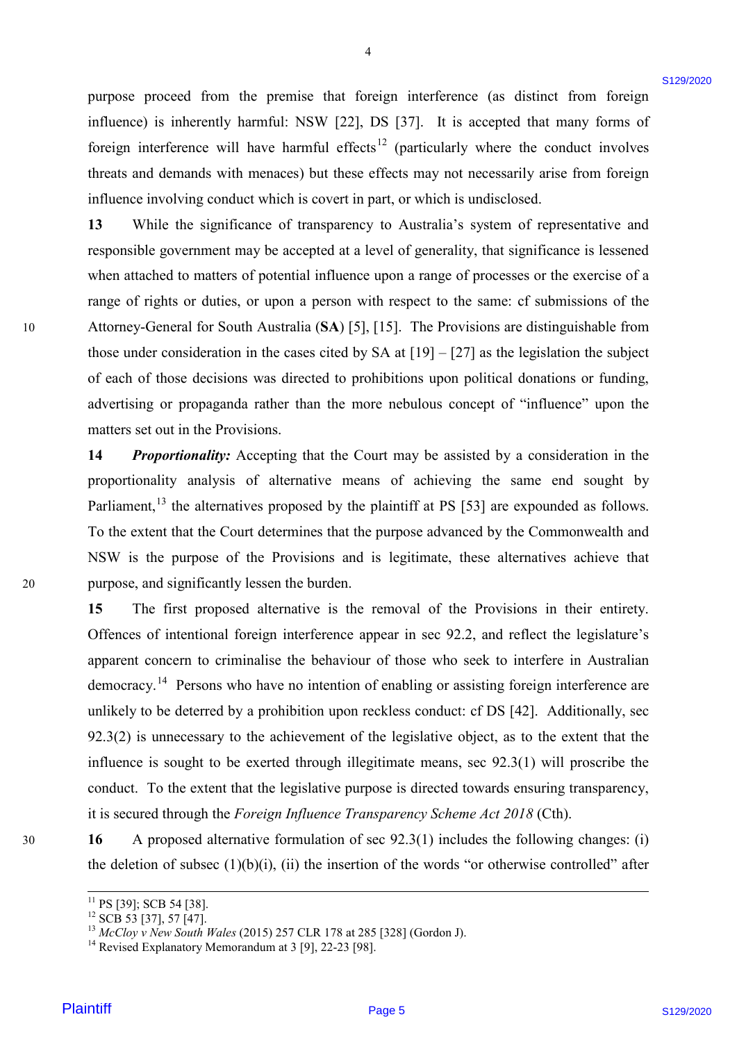purpose proceed from the premise that foreign interference (as distinct from foreign influence) is inherently harmful: NSW [22], DS [37]. It is accepted that many forms of foreign interference will have harmful effects[12] (particularly where the conduct involves threats and demands with menaces) but these effects may not necessarily arise from foreign influence involving conduct which is covert in part, or which is undisclosed.

**13** While the significance of transparency to Australia's system of representative and responsible government may be accepted at a level of generality, that significance is lessened when attached to matters of potential influence upon a range of processes or the exercise of a range of rights or duties, or upon a person with respect to the same: cf submissions of the Attorney-General for South Australia (**SA**) [5], [15]. The Provisions are distinguishable from those under consideration in the cases cited by SA at [19] – [27] as the legislation the subject of each of those decisions was directed to prohibitions upon political donations or funding, advertising or propaganda rather than the more nebulous concept of "influence" upon the matters set out in the Provisions.

**14** ***Proportionality:*** Accepting that the Court may be assisted by a consideration in the proportionality analysis of alternative means of achieving the same end sought by Parliament,[13] the alternatives proposed by the plaintiff at PS [53] are expounded as follows. To the extent that the Court determines that the purpose advanced by the Commonwealth and NSW is the purpose of the Provisions and is legitimate, these alternatives achieve that purpose, and significantly lessen the burden.

**15** The first proposed alternative is the removal of the Provisions in their entirety. Offences of intentional foreign interference appear in sec 92.2, and reflect the legislature's apparent concern to criminalise the behaviour of those who seek to interfere in Australian democracy.[14] Persons who have no intention of enabling or assisting foreign interference are unlikely to be deterred by a prohibition upon reckless conduct: cf DS [42]. Additionally, sec 92.3(2) is unnecessary to the achievement of the legislative object, as to the extent that the influence is sought to be exerted through illegitimate means, sec 92.3(1) will proscribe the conduct. To the extent that the legislative purpose is directed towards ensuring transparency, it is secured through the *Foreign Influence Transparency Scheme Act 2018* (Cth).

**16** A proposed alternative formulation of sec 92.3(1) includes the following changes: (i) the deletion of subsec (1)(b)(i), (ii) the insertion of the words "or otherwise controlled" after

---

[11] PS [39]; SCB 54 [38].

[12] SCB 53 [37], 57 [47].

[13] *McCloy v New South Wales* (2015) 257 CLR 178 at 285 [328] (Gordon J).

[14] Revised Explanatory Memorandum at 3 [9], 22-23 [98].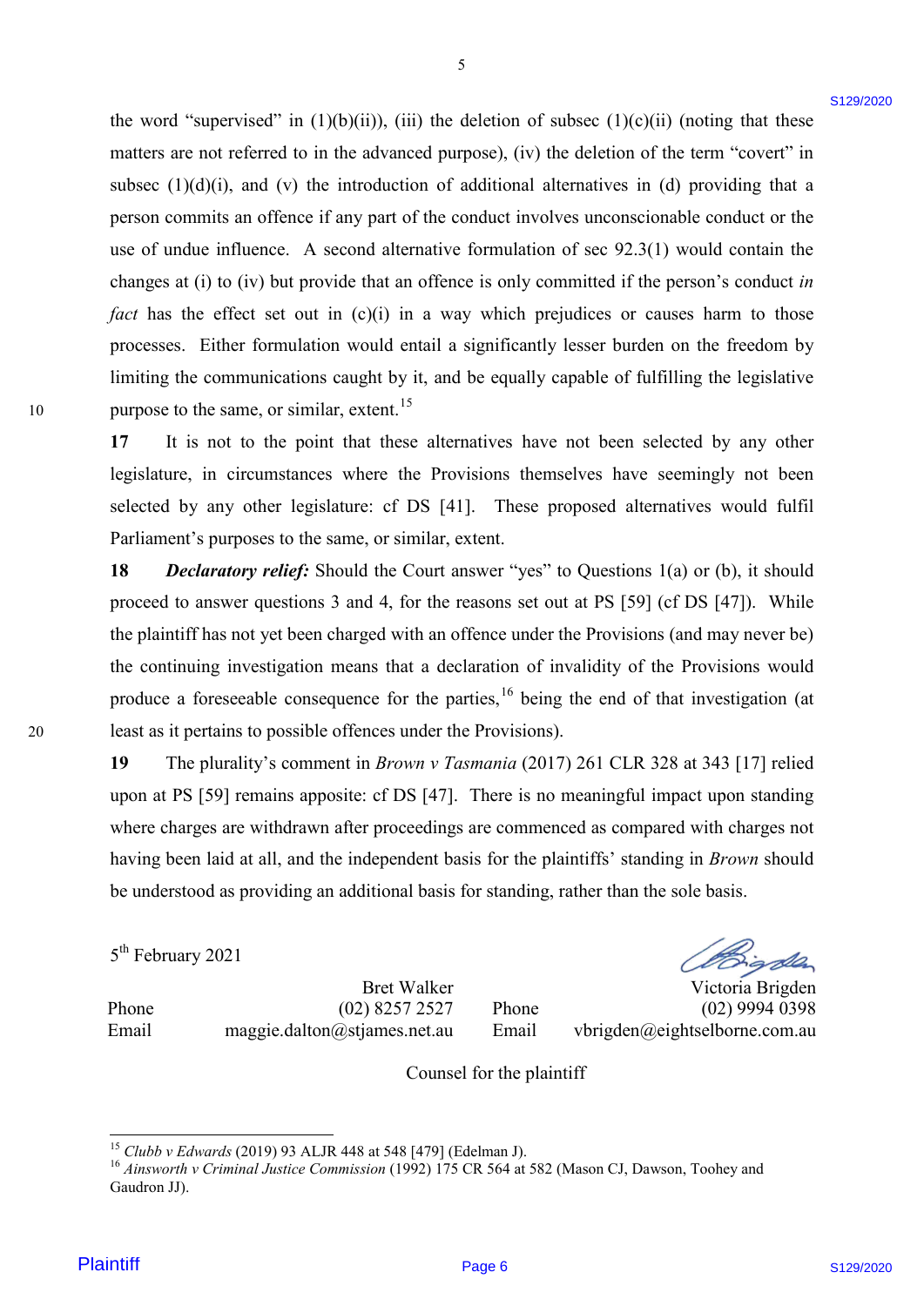the word "supervised" in (1)(b)(ii)), (iii) the deletion of subsec (1)(c)(ii) (noting that these matters are not referred to in the advanced purpose), (iv) the deletion of the term "covert" in subsec (1)(d)(i), and (v) the introduction of additional alternatives in (d) providing that a person commits an offence if any part of the conduct involves unconscionable conduct or the use of undue influence. A second alternative formulation of sec 92.3(1) would contain the changes at (i) to (iv) but provide that an offence is only committed if the person's conduct *in fact* has the effect set out in (c)(i) in a way which prejudices or causes harm to those processes. Either formulation would entail a significantly lesser burden on the freedom by limiting the communications caught by it, and be equally capable of fulfilling the legislative purpose to the same, or similar, extent.[15]

**17** It is not to the point that these alternatives have not been selected by any other legislature, in circumstances where the Provisions themselves have seemingly not been selected by any other legislature: cf DS [41]. These proposed alternatives would fulfil Parliament's purposes to the same, or similar, extent.

**18** ***Declaratory relief:*** Should the Court answer "yes" to Questions 1(a) or (b), it should proceed to answer questions 3 and 4, for the reasons set out at PS [59] (cf DS [47]). While the plaintiff has not yet been charged with an offence under the Provisions (and may never be) the continuing investigation means that a declaration of invalidity of the Provisions would produce a foreseeable consequence for the parties,[16] being the end of that investigation (at least as it pertains to possible offences under the Provisions).

**19** The plurality's comment in *Brown v Tasmania* (2017) 261 CLR 328 at 343 [17] relied upon at PS [59] remains apposite: cf DS [47]. There is no meaningful impact upon standing where charges are withdrawn after proceedings are commenced as compared with charges not having been laid at all, and the independent basis for the plaintiffs' standing in *Brown* should be understood as providing an additional basis for standing, rather than the sole basis.

5th February 2021

| | Bret Walker | | Victoria Brigden |
|---|---|---|---|
| Phone | (02) 8257 2527 | Phone | (02) 9994 0398 |
| Email | maggie.dalton@stjames.net.au | Email | vbrigden@eightselborne.com.au |

Counsel for the plaintiff

---

[15] *Clubb v Edwards* (2019) 93 ALJR 448 at 548 [479] (Edelman J).

[16] *Ainsworth v Criminal Justice Commission* (1992) 175 CR 564 at 582 (Mason CJ, Dawson, Toohey and Gaudron JJ).